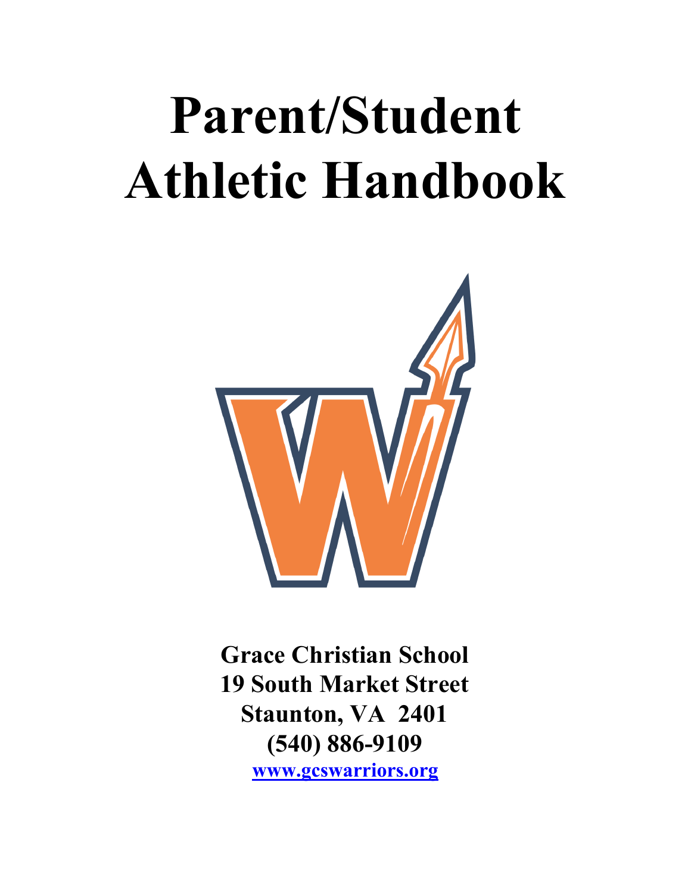# Parent/Student Athletic Handbook

**Grace Christian School**
**19 South Market Street**
**Staunton, VA 2401**
**(540) 886-9109**
**[www.gcswarriors.org](http://www.gcswarriors.org)**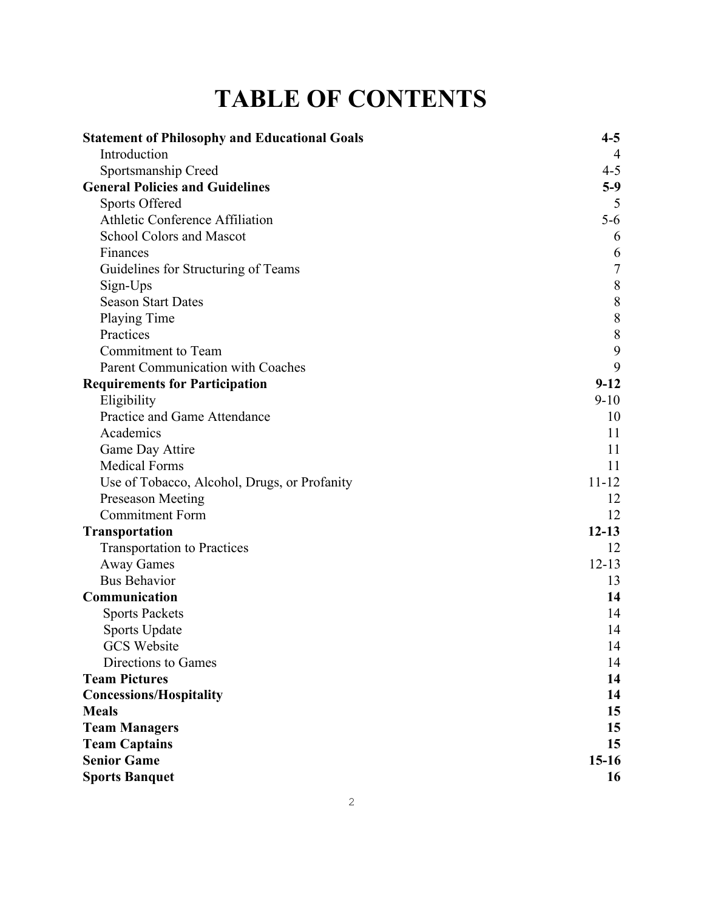# TABLE OF CONTENTS

| | |
|---|---|
| **Statement of Philosophy and Educational Goals** | **4-5** |
| Introduction | 4 |
| Sportsmanship Creed | 4-5 |
| **General Policies and Guidelines** | **5-9** |
| Sports Offered | 5 |
| Athletic Conference Affiliation | 5-6 |
| School Colors and Mascot | 6 |
| Finances | 6 |
| Guidelines for Structuring of Teams | 7 |
| Sign-Ups | 8 |
| Season Start Dates | 8 |
| Playing Time | 8 |
| Practices | 8 |
| Commitment to Team | 9 |
| Parent Communication with Coaches | 9 |
| **Requirements for Participation** | **9-12** |
| Eligibility | 9-10 |
| Practice and Game Attendance | 10 |
| Academics | 11 |
| Game Day Attire | 11 |
| Medical Forms | 11 |
| Use of Tobacco, Alcohol, Drugs, or Profanity | 11-12 |
| Preseason Meeting | 12 |
| Commitment Form | 12 |
| **Transportation** | **12-13** |
| Transportation to Practices | 12 |
| Away Games | 12-13 |
| Bus Behavior | 13 |
| **Communication** | **14** |
| Sports Packets | 14 |
| Sports Update | 14 |
| GCS Website | 14 |
| Directions to Games | 14 |
| **Team Pictures** | **14** |
| **Concessions/Hospitality** | **14** |
| **Meals** | **15** |
| **Team Managers** | **15** |
| **Team Captains** | **15** |
| **Senior Game** | **15-16** |
| **Sports Banquet** | **16** |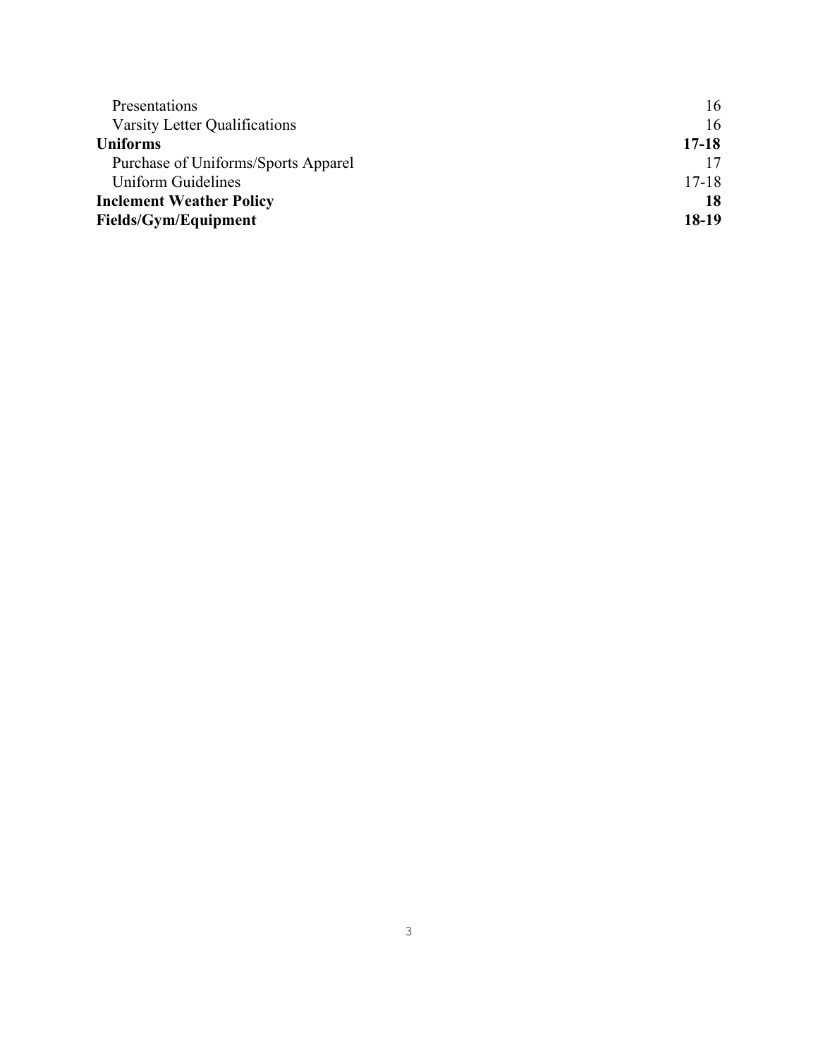| | |
|---|---|
| Presentations | 16 |
| Varsity Letter Qualifications | 16 |
| **Uniforms** | **17-18** |
| Purchase of Uniforms/Sports Apparel | 17 |
| Uniform Guidelines | 17-18 |
| **Inclement Weather Policy** | **18** |
| **Fields/Gym/Equipment** | **18-19** |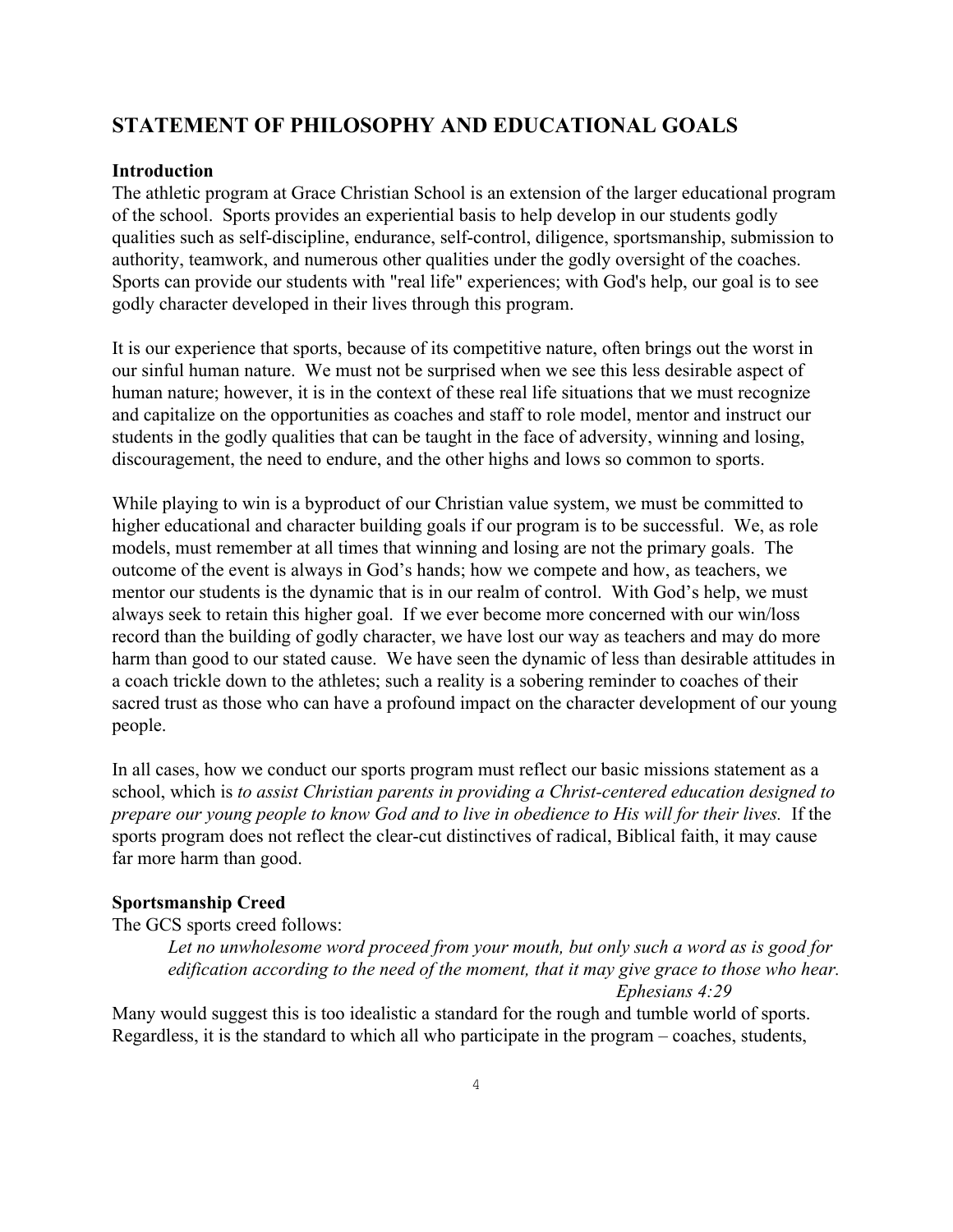## STATEMENT OF PHILOSOPHY AND EDUCATIONAL GOALS

**Introduction**

The athletic program at Grace Christian School is an extension of the larger educational program of the school. Sports provides an experiential basis to help develop in our students godly qualities such as self-discipline, endurance, self-control, diligence, sportsmanship, submission to authority, teamwork, and numerous other qualities under the godly oversight of the coaches. Sports can provide our students with "real life" experiences; with God's help, our goal is to see godly character developed in their lives through this program.

It is our experience that sports, because of its competitive nature, often brings out the worst in our sinful human nature. We must not be surprised when we see this less desirable aspect of human nature; however, it is in the context of these real life situations that we must recognize and capitalize on the opportunities as coaches and staff to role model, mentor and instruct our students in the godly qualities that can be taught in the face of adversity, winning and losing, discouragement, the need to endure, and the other highs and lows so common to sports.

While playing to win is a byproduct of our Christian value system, we must be committed to higher educational and character building goals if our program is to be successful. We, as role models, must remember at all times that winning and losing are not the primary goals. The outcome of the event is always in God's hands; how we compete and how, as teachers, we mentor our students is the dynamic that is in our realm of control. With God's help, we must always seek to retain this higher goal. If we ever become more concerned with our win/loss record than the building of godly character, we have lost our way as teachers and may do more harm than good to our stated cause. We have seen the dynamic of less than desirable attitudes in a coach trickle down to the athletes; such a reality is a sobering reminder to coaches of their sacred trust as those who can have a profound impact on the character development of our young people.

In all cases, how we conduct our sports program must reflect our basic missions statement as a school, which is *to assist Christian parents in providing a Christ-centered education designed to prepare our young people to know God and to live in obedience to His will for their lives.* If the sports program does not reflect the clear-cut distinctives of radical, Biblical faith, it may cause far more harm than good.

**Sportsmanship Creed**

The GCS sports creed follows:

> *Let no unwholesome word proceed from your mouth, but only such a word as is good for edification according to the need of the moment, that it may give grace to those who hear.*
>
> *Ephesians 4:29*

Many would suggest this is too idealistic a standard for the rough and tumble world of sports. Regardless, it is the standard to which all who participate in the program – coaches, students,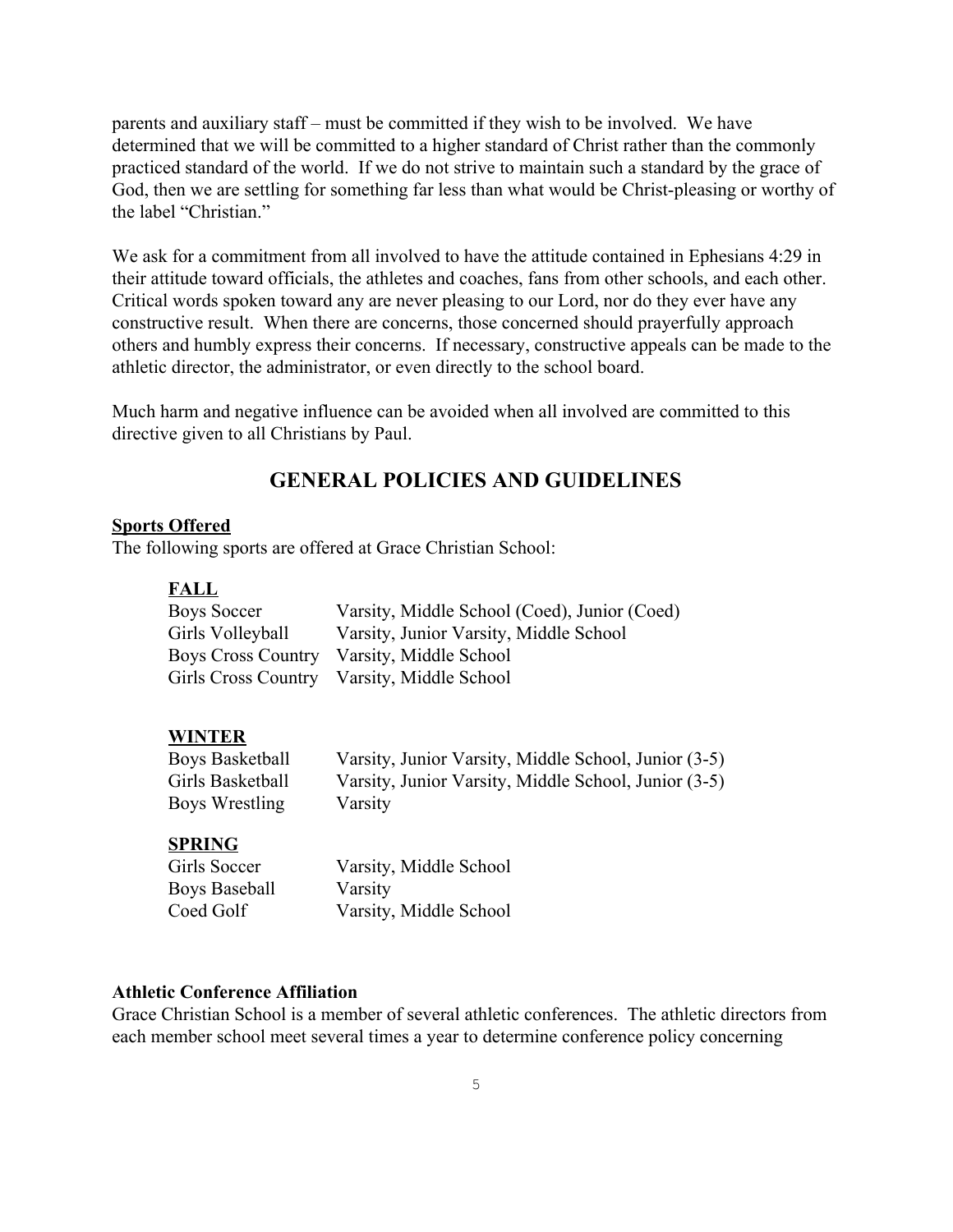parents and auxiliary staff – must be committed if they wish to be involved. We have determined that we will be committed to a higher standard of Christ rather than the commonly practiced standard of the world. If we do not strive to maintain such a standard by the grace of God, then we are settling for something far less than what would be Christ-pleasing or worthy of the label "Christian."

We ask for a commitment from all involved to have the attitude contained in Ephesians 4:29 in their attitude toward officials, the athletes and coaches, fans from other schools, and each other. Critical words spoken toward any are never pleasing to our Lord, nor do they ever have any constructive result. When there are concerns, those concerned should prayerfully approach others and humbly express their concerns. If necessary, constructive appeals can be made to the athletic director, the administrator, or even directly to the school board.

Much harm and negative influence can be avoided when all involved are committed to this directive given to all Christians by Paul.

## GENERAL POLICIES AND GUIDELINES

**Sports Offered**

The following sports are offered at Grace Christian School:

**FALL**

| | |
|---|---|
| Boys Soccer | Varsity, Middle School (Coed), Junior (Coed) |
| Girls Volleyball | Varsity, Junior Varsity, Middle School |
| Boys Cross Country | Varsity, Middle School |
| Girls Cross Country | Varsity, Middle School |

**WINTER**

| | |
|---|---|
| Boys Basketball | Varsity, Junior Varsity, Middle School, Junior (3-5) |
| Girls Basketball | Varsity, Junior Varsity, Middle School, Junior (3-5) |
| Boys Wrestling | Varsity |

**SPRING**

| | |
|---|---|
| Girls Soccer | Varsity, Middle School |
| Boys Baseball | Varsity |
| Coed Golf | Varsity, Middle School |

**Athletic Conference Affiliation**

Grace Christian School is a member of several athletic conferences. The athletic directors from each member school meet several times a year to determine conference policy concerning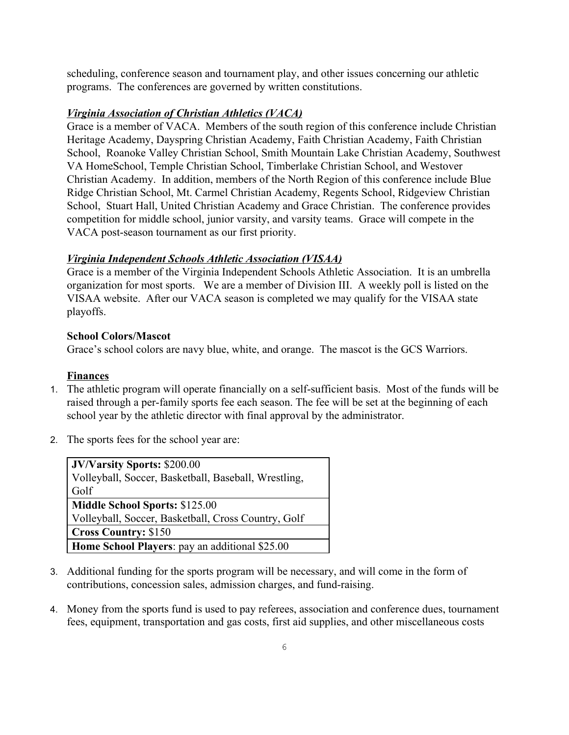scheduling, conference season and tournament play, and other issues concerning our athletic programs. The conferences are governed by written constitutions.

***Virginia Association of Christian Athletics (VACA)***

Grace is a member of VACA. Members of the south region of this conference include Christian Heritage Academy, Dayspring Christian Academy, Faith Christian Academy, Faith Christian School, Roanoke Valley Christian School, Smith Mountain Lake Christian Academy, Southwest VA HomeSchool, Temple Christian School, Timberlake Christian School, and Westover Christian Academy. In addition, members of the North Region of this conference include Blue Ridge Christian School, Mt. Carmel Christian Academy, Regents School, Ridgeview Christian School, Stuart Hall, United Christian Academy and Grace Christian. The conference provides competition for middle school, junior varsity, and varsity teams. Grace will compete in the VACA post-season tournament as our first priority.

***Virginia Independent Schools Athletic Association (VISAA)***

Grace is a member of the Virginia Independent Schools Athletic Association. It is an umbrella organization for most sports. We are a member of Division III. A weekly poll is listed on the VISAA website. After our VACA season is completed we may qualify for the VISAA state playoffs.

**School Colors/Mascot**

Grace's school colors are navy blue, white, and orange. The mascot is the GCS Warriors.

**Finances**

1. The athletic program will operate financially on a self-sufficient basis. Most of the funds will be raised through a per-family sports fee each season. The fee will be set at the beginning of each school year by the athletic director with final approval by the administrator.
2. The sports fees for the school year are:

| **JV/Varsity Sports:** $200.00<br>Volleyball, Soccer, Basketball, Baseball, Wrestling, Golf |
|---|
| **Middle School Sports:** $125.00<br>Volleyball, Soccer, Basketball, Cross Country, Golf |
| **Cross Country:** $150 |
| **Home School Players**: pay an additional $25.00 |

3. Additional funding for the sports program will be necessary, and will come in the form of contributions, concession sales, admission charges, and fund-raising.
4. Money from the sports fund is used to pay referees, association and conference dues, tournament fees, equipment, transportation and gas costs, first aid supplies, and other miscellaneous costs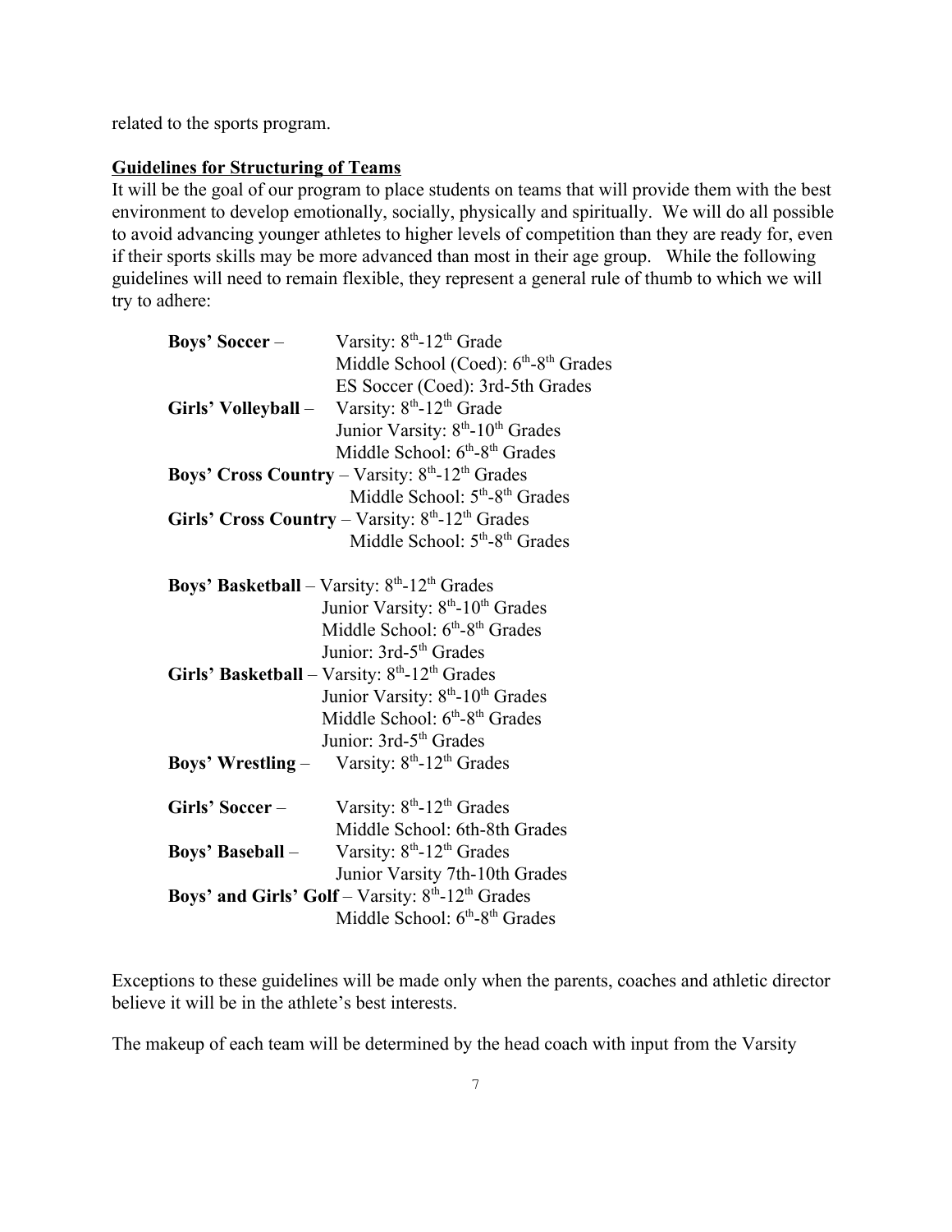related to the sports program.

**Guidelines for Structuring of Teams**

It will be the goal of our program to place students on teams that will provide them with the best environment to develop emotionally, socially, physically and spiritually. We will do all possible to avoid advancing younger athletes to higher levels of competition than they are ready for, even if their sports skills may be more advanced than most in their age group. While the following guidelines will need to remain flexible, they represent a general rule of thumb to which we will try to adhere:

**Boys' Soccer** – Varsity: 8th-12th Grade
Middle School (Coed): 6th-8th Grades
ES Soccer (Coed): 3rd-5th Grades

**Girls' Volleyball** – Varsity: 8th-12th Grade
Junior Varsity: 8th-10th Grades
Middle School: 6th-8th Grades

**Boys' Cross Country** – Varsity: 8th-12th Grades
Middle School: 5th-8th Grades

**Girls' Cross Country** – Varsity: 8th-12th Grades
Middle School: 5th-8th Grades

**Boys' Basketball** – Varsity: 8th-12th Grades
Junior Varsity: 8th-10th Grades
Middle School: 6th-8th Grades
Junior: 3rd-5th Grades

**Girls' Basketball** – Varsity: 8th-12th Grades
Junior Varsity: 8th-10th Grades
Middle School: 6th-8th Grades
Junior: 3rd-5th Grades

**Boys' Wrestling** – Varsity: 8th-12th Grades

**Girls' Soccer** – Varsity: 8th-12th Grades
Middle School: 6th-8th Grades

**Boys' Baseball** – Varsity: 8th-12th Grades
Junior Varsity 7th-10th Grades

**Boys' and Girls' Golf** – Varsity: 8th-12th Grades
Middle School: 6th-8th Grades

Exceptions to these guidelines will be made only when the parents, coaches and athletic director believe it will be in the athlete's best interests.

The makeup of each team will be determined by the head coach with input from the Varsity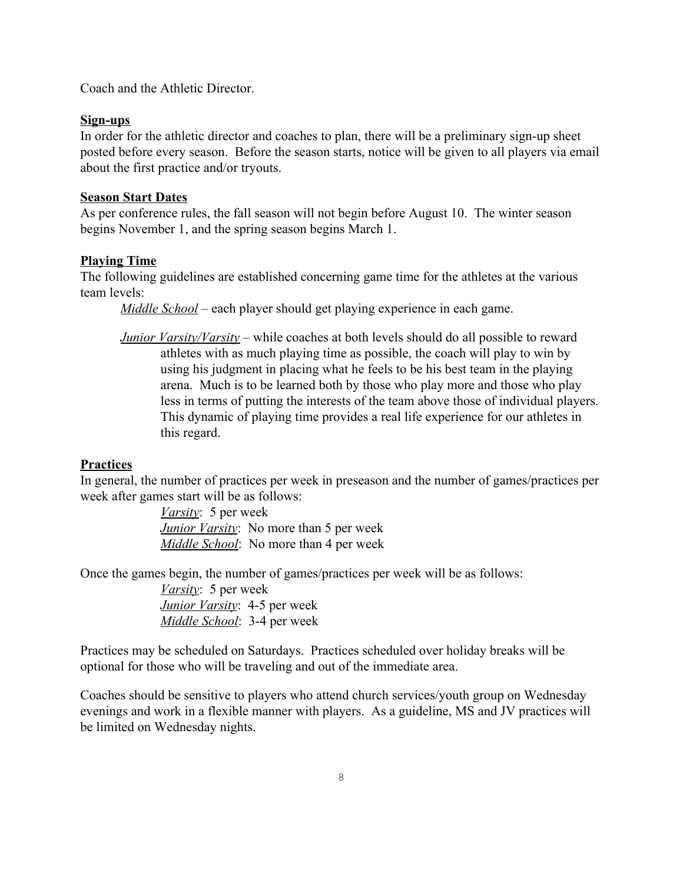Coach and the Athletic Director.

**Sign-ups**

In order for the athletic director and coaches to plan, there will be a preliminary sign-up sheet posted before every season. Before the season starts, notice will be given to all players via email about the first practice and/or tryouts.

**Season Start Dates**

As per conference rules, the fall season will not begin before August 10. The winter season begins November 1, and the spring season begins March 1.

**Playing Time**

The following guidelines are established concerning game time for the athletes at the various team levels:

*Middle School* – each player should get playing experience in each game.

*Junior Varsity/Varsity* – while coaches at both levels should do all possible to reward athletes with as much playing time as possible, the coach will play to win by using his judgment in placing what he feels to be his best team in the playing arena. Much is to be learned both by those who play more and those who play less in terms of putting the interests of the team above those of individual players. This dynamic of playing time provides a real life experience for our athletes in this regard.

**Practices**

In general, the number of practices per week in preseason and the number of games/practices per week after games start will be as follows:

- *Varsity*: 5 per week
- *Junior Varsity*: No more than 5 per week
- *Middle School*: No more than 4 per week

Once the games begin, the number of games/practices per week will be as follows:

- *Varsity*: 5 per week
- *Junior Varsity*: 4-5 per week
- *Middle School*: 3-4 per week

Practices may be scheduled on Saturdays. Practices scheduled over holiday breaks will be optional for those who will be traveling and out of the immediate area.

Coaches should be sensitive to players who attend church services/youth group on Wednesday evenings and work in a flexible manner with players. As a guideline, MS and JV practices will be limited on Wednesday nights.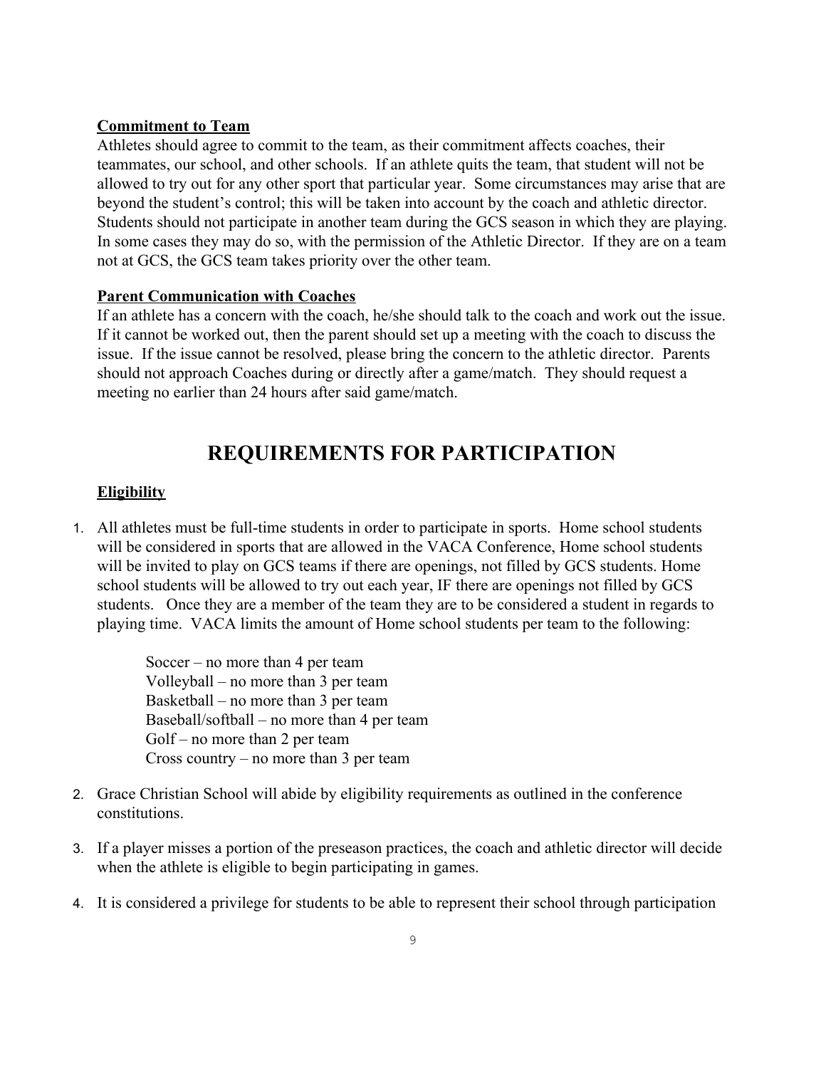**Commitment to Team**

Athletes should agree to commit to the team, as their commitment affects coaches, their teammates, our school, and other schools. If an athlete quits the team, that student will not be allowed to try out for any other sport that particular year. Some circumstances may arise that are beyond the student's control; this will be taken into account by the coach and athletic director. Students should not participate in another team during the GCS season in which they are playing. In some cases they may do so, with the permission of the Athletic Director. If they are on a team not at GCS, the GCS team takes priority over the other team.

**Parent Communication with Coaches**

If an athlete has a concern with the coach, he/she should talk to the coach and work out the issue. If it cannot be worked out, then the parent should set up a meeting with the coach to discuss the issue. If the issue cannot be resolved, please bring the concern to the athletic director. Parents should not approach Coaches during or directly after a game/match. They should request a meeting no earlier than 24 hours after said game/match.

# REQUIREMENTS FOR PARTICIPATION

**Eligibility**

1. All athletes must be full-time students in order to participate in sports. Home school students will be considered in sports that are allowed in the VACA Conference, Home school students will be invited to play on GCS teams if there are openings, not filled by GCS students. Home school students will be allowed to try out each year, IF there are openings not filled by GCS students. Once they are a member of the team they are to be considered a student in regards to playing time. VACA limits the amount of Home school students per team to the following:

   Soccer – no more than 4 per team
   Volleyball – no more than 3 per team
   Basketball – no more than 3 per team
   Baseball/softball – no more than 4 per team
   Golf – no more than 2 per team
   Cross country – no more than 3 per team

2. Grace Christian School will abide by eligibility requirements as outlined in the conference constitutions.

3. If a player misses a portion of the preseason practices, the coach and athletic director will decide when the athlete is eligible to begin participating in games.

4. It is considered a privilege for students to be able to represent their school through participation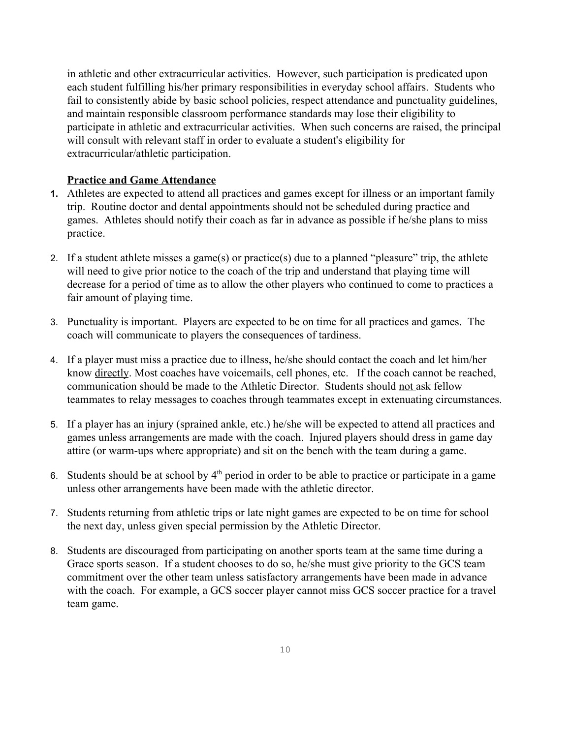in athletic and other extracurricular activities. However, such participation is predicated upon each student fulfilling his/her primary responsibilities in everyday school affairs. Students who fail to consistently abide by basic school policies, respect attendance and punctuality guidelines, and maintain responsible classroom performance standards may lose their eligibility to participate in athletic and extracurricular activities. When such concerns are raised, the principal will consult with relevant staff in order to evaluate a student's eligibility for extracurricular/athletic participation.

**Practice and Game Attendance**

1. Athletes are expected to attend all practices and games except for illness or an important family trip. Routine doctor and dental appointments should not be scheduled during practice and games. Athletes should notify their coach as far in advance as possible if he/she plans to miss practice.

2. If a student athlete misses a game(s) or practice(s) due to a planned "pleasure" trip, the athlete will need to give prior notice to the coach of the trip and understand that playing time will decrease for a period of time as to allow the other players who continued to come to practices a fair amount of playing time.

3. Punctuality is important. Players are expected to be on time for all practices and games. The coach will communicate to players the consequences of tardiness.

4. If a player must miss a practice due to illness, he/she should contact the coach and let him/her know directly. Most coaches have voicemails, cell phones, etc. If the coach cannot be reached, communication should be made to the Athletic Director. Students should not ask fellow teammates to relay messages to coaches through teammates except in extenuating circumstances.

5. If a player has an injury (sprained ankle, etc.) he/she will be expected to attend all practices and games unless arrangements are made with the coach. Injured players should dress in game day attire (or warm-ups where appropriate) and sit on the bench with the team during a game.

6. Students should be at school by 4th period in order to be able to practice or participate in a game unless other arrangements have been made with the athletic director.

7. Students returning from athletic trips or late night games are expected to be on time for school the next day, unless given special permission by the Athletic Director.

8. Students are discouraged from participating on another sports team at the same time during a Grace sports season. If a student chooses to do so, he/she must give priority to the GCS team commitment over the other team unless satisfactory arrangements have been made in advance with the coach. For example, a GCS soccer player cannot miss GCS soccer practice for a travel team game.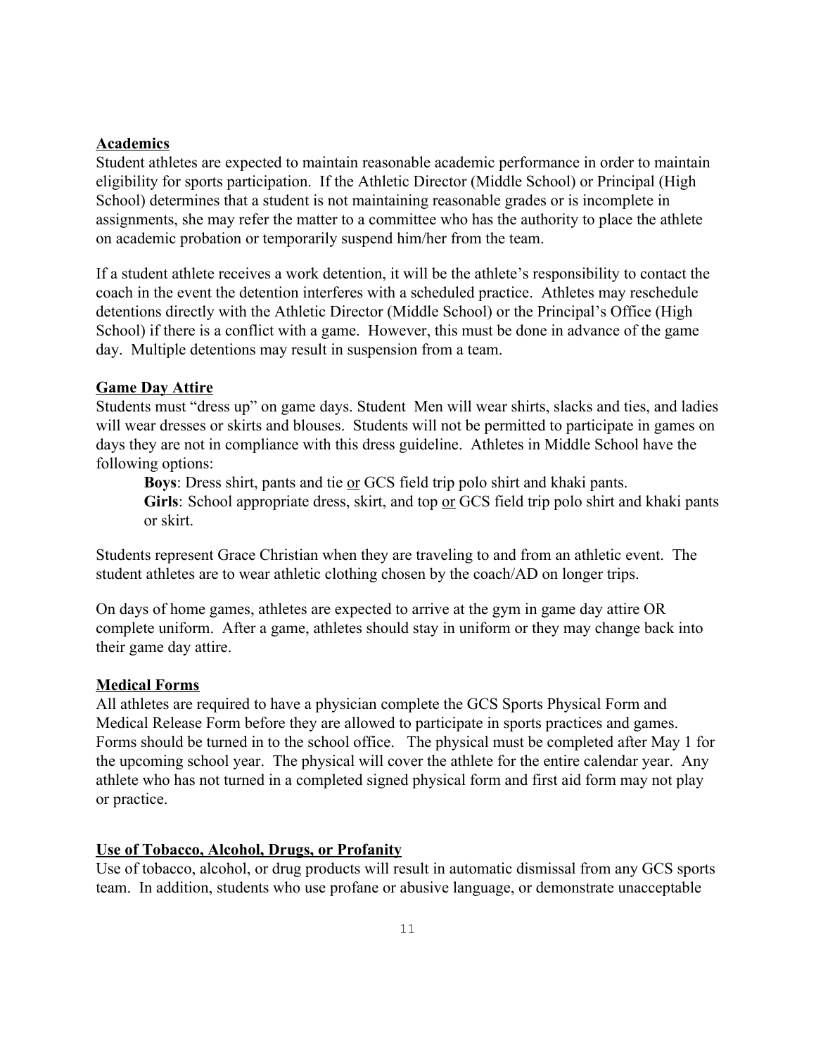## Academics

Student athletes are expected to maintain reasonable academic performance in order to maintain eligibility for sports participation. If the Athletic Director (Middle School) or Principal (High School) determines that a student is not maintaining reasonable grades or is incomplete in assignments, she may refer the matter to a committee who has the authority to place the athlete on academic probation or temporarily suspend him/her from the team.

If a student athlete receives a work detention, it will be the athlete's responsibility to contact the coach in the event the detention interferes with a scheduled practice. Athletes may reschedule detentions directly with the Athletic Director (Middle School) or the Principal's Office (High School) if there is a conflict with a game. However, this must be done in advance of the game day. Multiple detentions may result in suspension from a team.

## Game Day Attire

Students must "dress up" on game days. Student Men will wear shirts, slacks and ties, and ladies will wear dresses or skirts and blouses. Students will not be permitted to participate in games on days they are not in compliance with this dress guideline. Athletes in Middle School have the following options:

> **Boys**: Dress shirt, pants and tie <u>or</u> GCS field trip polo shirt and khaki pants.
> **Girls**: School appropriate dress, skirt, and top <u>or</u> GCS field trip polo shirt and khaki pants or skirt.

Students represent Grace Christian when they are traveling to and from an athletic event. The student athletes are to wear athletic clothing chosen by the coach/AD on longer trips.

On days of home games, athletes are expected to arrive at the gym in game day attire OR complete uniform. After a game, athletes should stay in uniform or they may change back into their game day attire.

## Medical Forms

All athletes are required to have a physician complete the GCS Sports Physical Form and Medical Release Form before they are allowed to participate in sports practices and games. Forms should be turned in to the school office. The physical must be completed after May 1 for the upcoming school year. The physical will cover the athlete for the entire calendar year. Any athlete who has not turned in a completed signed physical form and first aid form may not play or practice.

## Use of Tobacco, Alcohol, Drugs, or Profanity

Use of tobacco, alcohol, or drug products will result in automatic dismissal from any GCS sports team. In addition, students who use profane or abusive language, or demonstrate unacceptable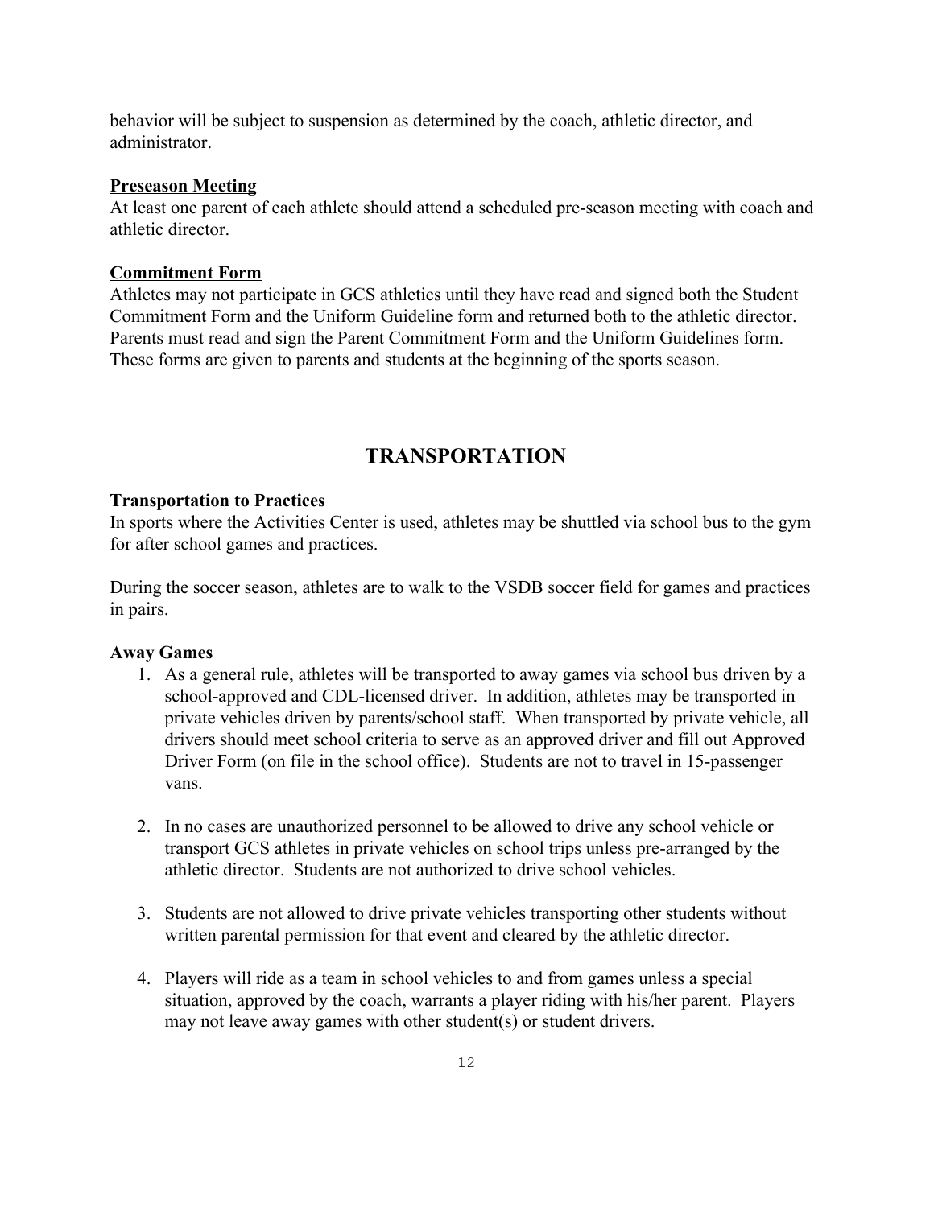behavior will be subject to suspension as determined by the coach, athletic director, and administrator.

**Preseason Meeting**

At least one parent of each athlete should attend a scheduled pre-season meeting with coach and athletic director.

**Commitment Form**

Athletes may not participate in GCS athletics until they have read and signed both the Student Commitment Form and the Uniform Guideline form and returned both to the athletic director. Parents must read and sign the Parent Commitment Form and the Uniform Guidelines form. These forms are given to parents and students at the beginning of the sports season.

## TRANSPORTATION

**Transportation to Practices**

In sports where the Activities Center is used, athletes may be shuttled via school bus to the gym for after school games and practices.

During the soccer season, athletes are to walk to the VSDB soccer field for games and practices in pairs.

**Away Games**

1. As a general rule, athletes will be transported to away games via school bus driven by a school-approved and CDL-licensed driver. In addition, athletes may be transported in private vehicles driven by parents/school staff. When transported by private vehicle, all drivers should meet school criteria to serve as an approved driver and fill out Approved Driver Form (on file in the school office). Students are not to travel in 15-passenger vans.

2. In no cases are unauthorized personnel to be allowed to drive any school vehicle or transport GCS athletes in private vehicles on school trips unless pre-arranged by the athletic director. Students are not authorized to drive school vehicles.

3. Students are not allowed to drive private vehicles transporting other students without written parental permission for that event and cleared by the athletic director.

4. Players will ride as a team in school vehicles to and from games unless a special situation, approved by the coach, warrants a player riding with his/her parent. Players may not leave away games with other student(s) or student drivers.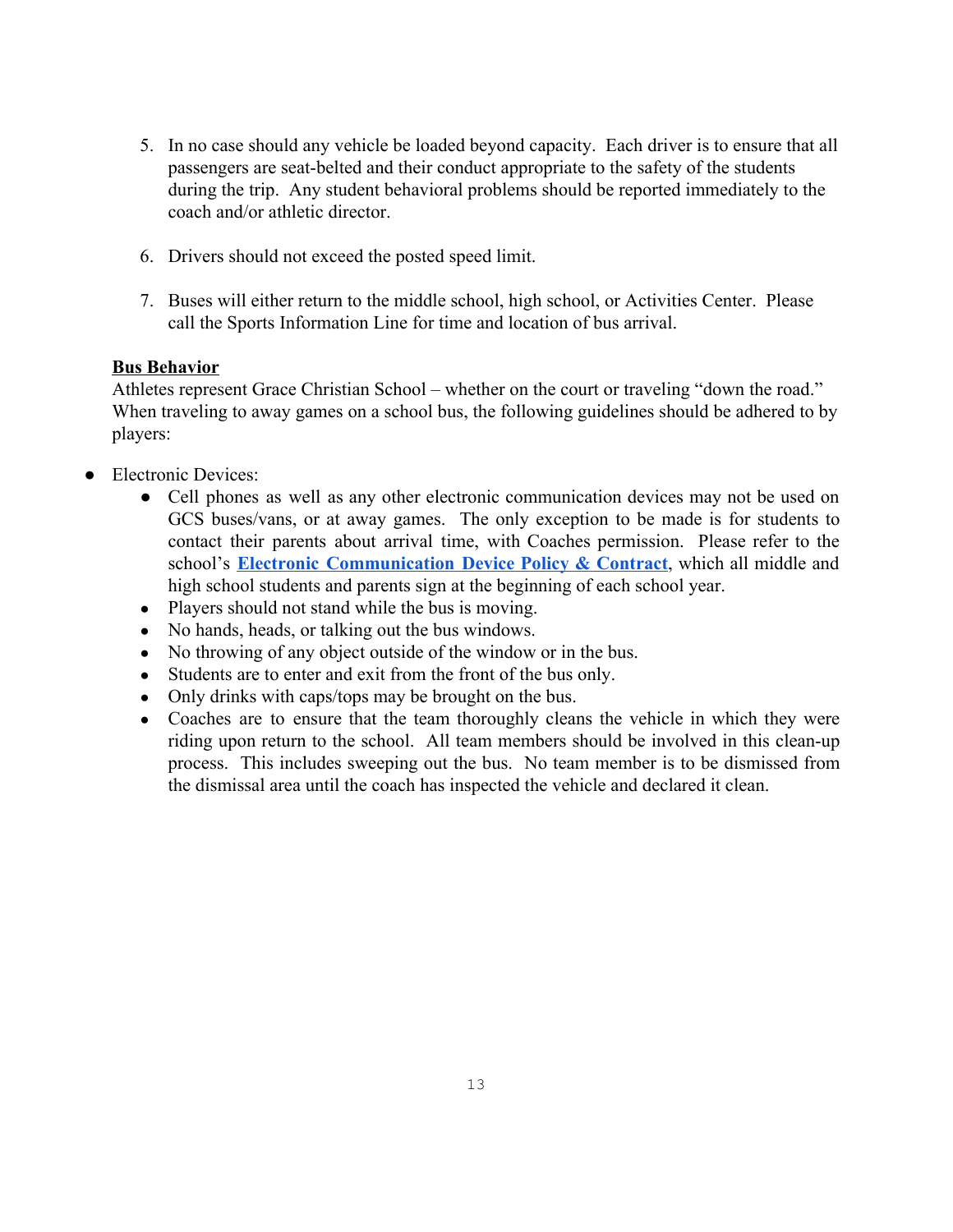5. In no case should any vehicle be loaded beyond capacity. Each driver is to ensure that all passengers are seat-belted and their conduct appropriate to the safety of the students during the trip. Any student behavioral problems should be reported immediately to the coach and/or athletic director.

6. Drivers should not exceed the posted speed limit.

7. Buses will either return to the middle school, high school, or Activities Center. Please call the Sports Information Line for time and location of bus arrival.

**Bus Behavior**

Athletes represent Grace Christian School – whether on the court or traveling "down the road." When traveling to away games on a school bus, the following guidelines should be adhered to by players:

- Electronic Devices:
    - Cell phones as well as any other electronic communication devices may not be used on GCS buses/vans, or at away games. The only exception to be made is for students to contact their parents about arrival time, with Coaches permission. Please refer to the school's **Electronic Communication Device Policy & Contract**, which all middle and high school students and parents sign at the beginning of each school year.
    - Players should not stand while the bus is moving.
    - No hands, heads, or talking out the bus windows.
    - No throwing of any object outside of the window or in the bus.
    - Students are to enter and exit from the front of the bus only.
    - Only drinks with caps/tops may be brought on the bus.
    - Coaches are to ensure that the team thoroughly cleans the vehicle in which they were riding upon return to the school. All team members should be involved in this clean-up process. This includes sweeping out the bus. No team member is to be dismissed from the dismissal area until the coach has inspected the vehicle and declared it clean.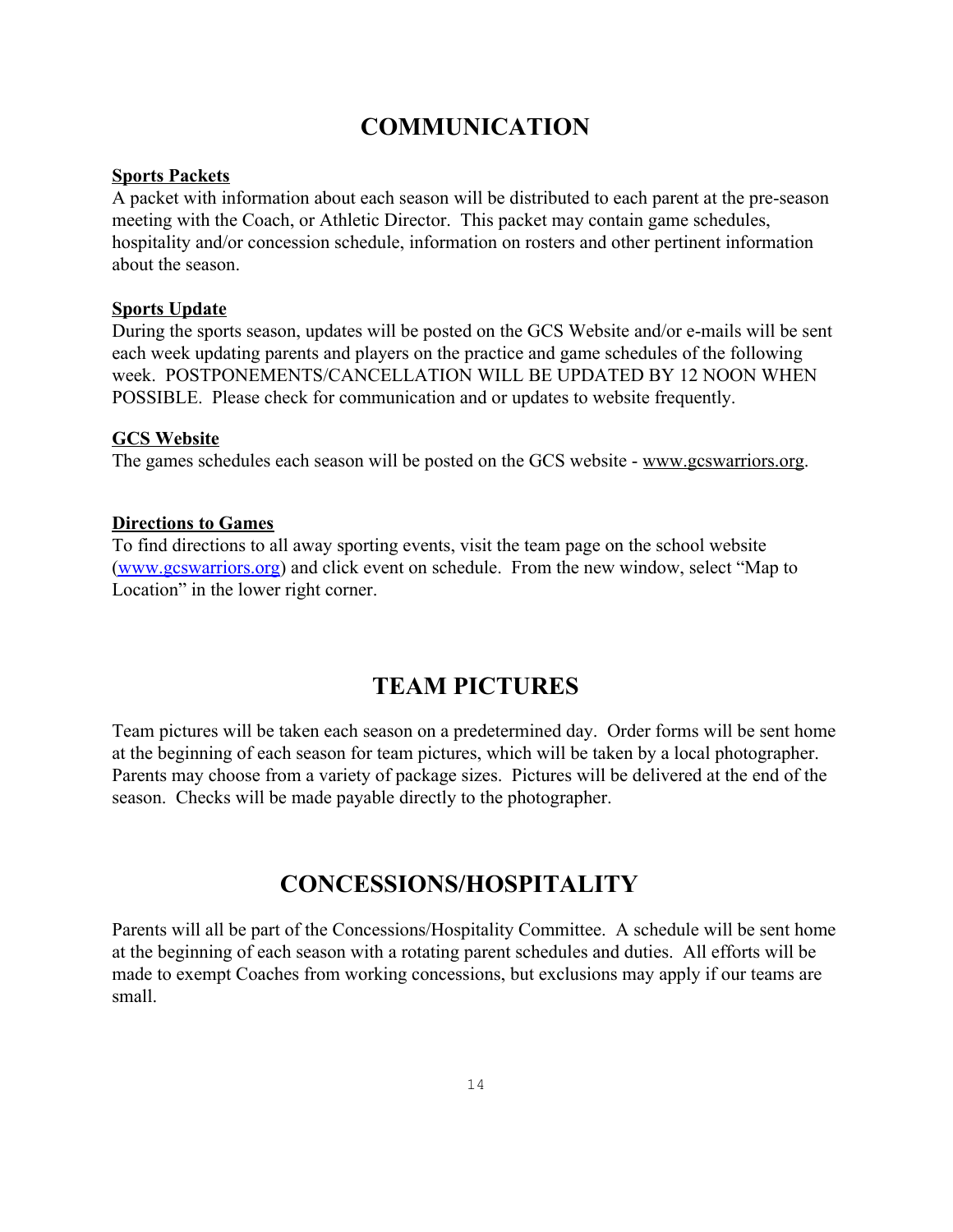# COMMUNICATION

**Sports Packets**
A packet with information about each season will be distributed to each parent at the pre-season meeting with the Coach, or Athletic Director. This packet may contain game schedules, hospitality and/or concession schedule, information on rosters and other pertinent information about the season.

**Sports Update**
During the sports season, updates will be posted on the GCS Website and/or e-mails will be sent each week updating parents and players on the practice and game schedules of the following week. POSTPONEMENTS/CANCELLATION WILL BE UPDATED BY 12 NOON WHEN POSSIBLE. Please check for communication and or updates to website frequently.

**GCS Website**
The games schedules each season will be posted on the GCS website - www.gcswarriors.org.

**Directions to Games**
To find directions to all away sporting events, visit the team page on the school website (www.gcswarriors.org) and click event on schedule. From the new window, select "Map to Location" in the lower right corner.

# TEAM PICTURES

Team pictures will be taken each season on a predetermined day. Order forms will be sent home at the beginning of each season for team pictures, which will be taken by a local photographer. Parents may choose from a variety of package sizes. Pictures will be delivered at the end of the season. Checks will be made payable directly to the photographer.

# CONCESSIONS/HOSPITALITY

Parents will all be part of the Concessions/Hospitality Committee. A schedule will be sent home at the beginning of each season with a rotating parent schedules and duties. All efforts will be made to exempt Coaches from working concessions, but exclusions may apply if our teams are small.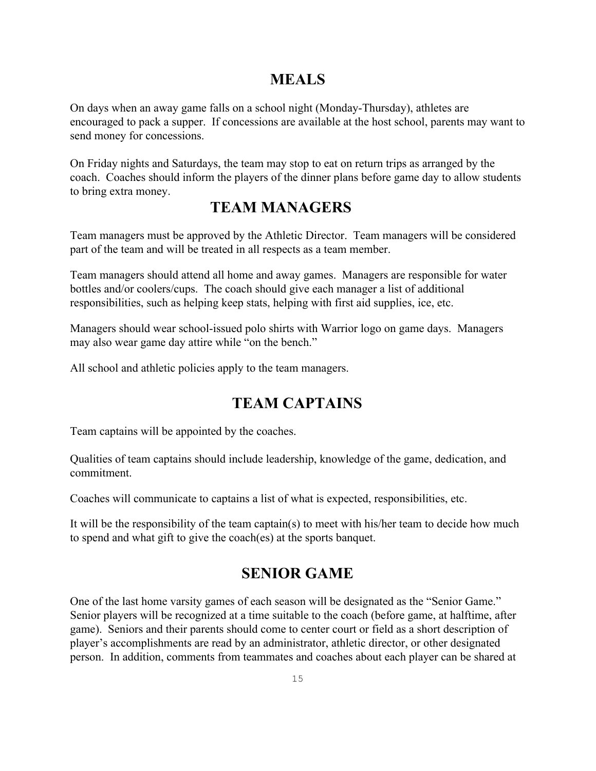## MEALS

On days when an away game falls on a school night (Monday-Thursday), athletes are encouraged to pack a supper. If concessions are available at the host school, parents may want to send money for concessions.

On Friday nights and Saturdays, the team may stop to eat on return trips as arranged by the coach. Coaches should inform the players of the dinner plans before game day to allow students to bring extra money.

## TEAM MANAGERS

Team managers must be approved by the Athletic Director. Team managers will be considered part of the team and will be treated in all respects as a team member.

Team managers should attend all home and away games. Managers are responsible for water bottles and/or coolers/cups. The coach should give each manager a list of additional responsibilities, such as helping keep stats, helping with first aid supplies, ice, etc.

Managers should wear school-issued polo shirts with Warrior logo on game days. Managers may also wear game day attire while "on the bench."

All school and athletic policies apply to the team managers.

## TEAM CAPTAINS

Team captains will be appointed by the coaches.

Qualities of team captains should include leadership, knowledge of the game, dedication, and commitment.

Coaches will communicate to captains a list of what is expected, responsibilities, etc.

It will be the responsibility of the team captain(s) to meet with his/her team to decide how much to spend and what gift to give the coach(es) at the sports banquet.

## SENIOR GAME

One of the last home varsity games of each season will be designated as the "Senior Game." Senior players will be recognized at a time suitable to the coach (before game, at halftime, after game). Seniors and their parents should come to center court or field as a short description of player's accomplishments are read by an administrator, athletic director, or other designated person. In addition, comments from teammates and coaches about each player can be shared at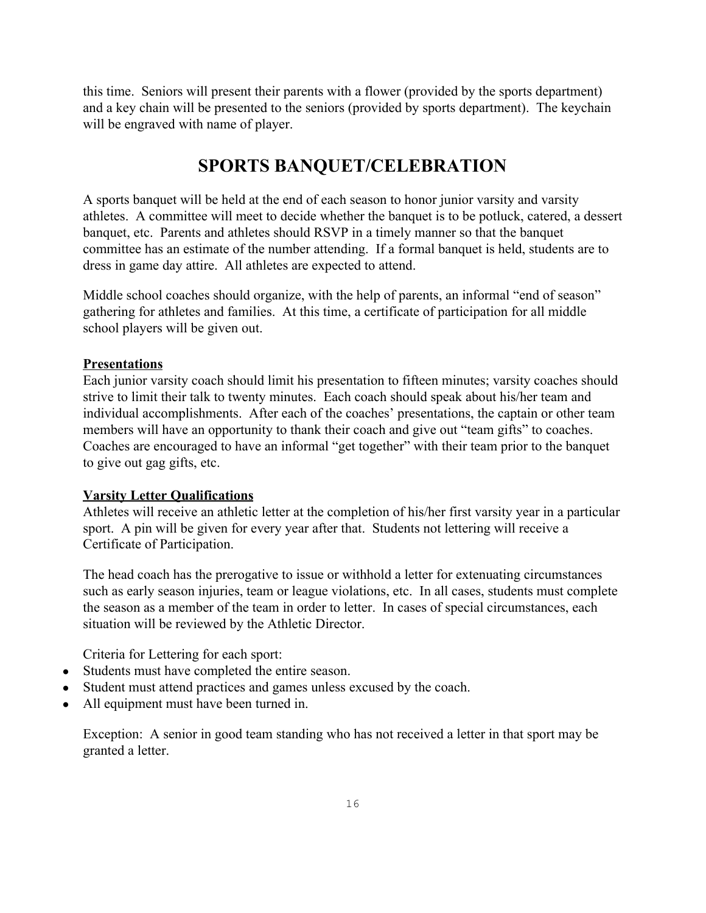this time. Seniors will present their parents with a flower (provided by the sports department) and a key chain will be presented to the seniors (provided by sports department). The keychain will be engraved with name of player.

# SPORTS BANQUET/CELEBRATION

A sports banquet will be held at the end of each season to honor junior varsity and varsity athletes. A committee will meet to decide whether the banquet is to be potluck, catered, a dessert banquet, etc. Parents and athletes should RSVP in a timely manner so that the banquet committee has an estimate of the number attending. If a formal banquet is held, students are to dress in game day attire. All athletes are expected to attend.

Middle school coaches should organize, with the help of parents, an informal "end of season" gathering for athletes and families. At this time, a certificate of participation for all middle school players will be given out.

**Presentations**

Each junior varsity coach should limit his presentation to fifteen minutes; varsity coaches should strive to limit their talk to twenty minutes. Each coach should speak about his/her team and individual accomplishments. After each of the coaches' presentations, the captain or other team members will have an opportunity to thank their coach and give out "team gifts" to coaches. Coaches are encouraged to have an informal "get together" with their team prior to the banquet to give out gag gifts, etc.

**Varsity Letter Qualifications**

Athletes will receive an athletic letter at the completion of his/her first varsity year in a particular sport. A pin will be given for every year after that. Students not lettering will receive a Certificate of Participation.

The head coach has the prerogative to issue or withhold a letter for extenuating circumstances such as early season injuries, team or league violations, etc. In all cases, students must complete the season as a member of the team in order to letter. In cases of special circumstances, each situation will be reviewed by the Athletic Director.

Criteria for Lettering for each sport:

- Students must have completed the entire season.
- Student must attend practices and games unless excused by the coach.
- All equipment must have been turned in.

Exception: A senior in good team standing who has not received a letter in that sport may be granted a letter.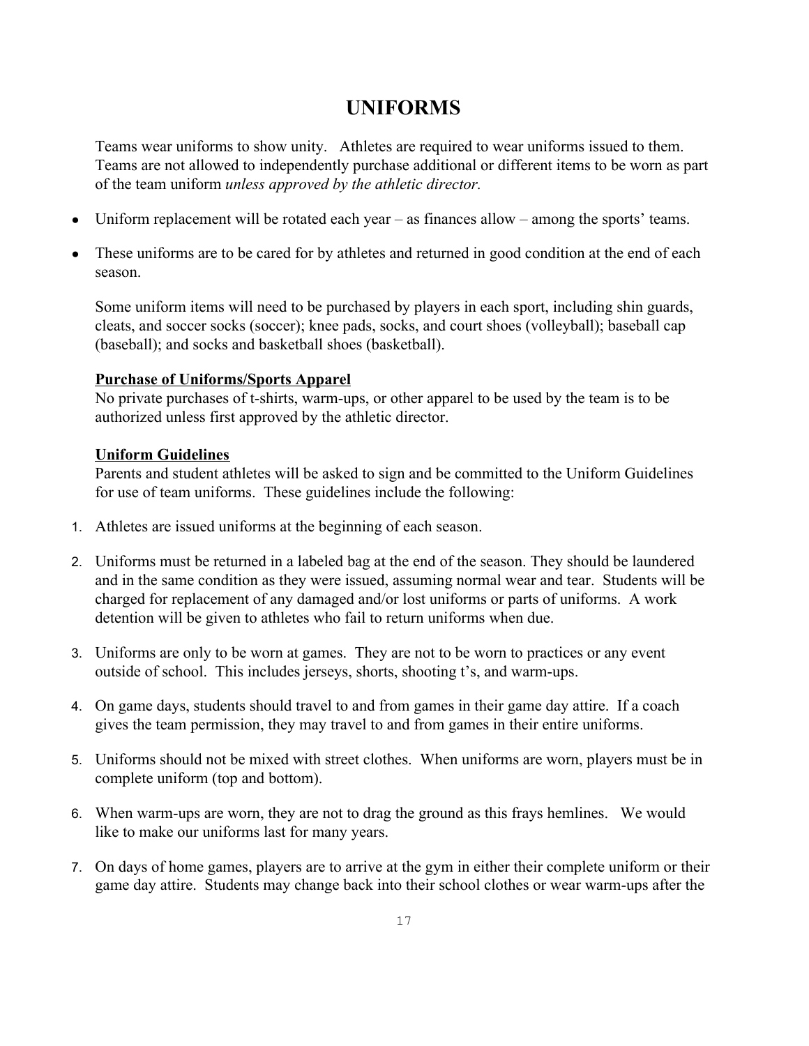# UNIFORMS

Teams wear uniforms to show unity. Athletes are required to wear uniforms issued to them. Teams are not allowed to independently purchase additional or different items to be worn as part of the team uniform *unless approved by the athletic director.*

- Uniform replacement will be rotated each year – as finances allow – among the sports' teams.
- These uniforms are to be cared for by athletes and returned in good condition at the end of each season.

Some uniform items will need to be purchased by players in each sport, including shin guards, cleats, and soccer socks (soccer); knee pads, socks, and court shoes (volleyball); baseball cap (baseball); and socks and basketball shoes (basketball).

**Purchase of Uniforms/Sports Apparel**

No private purchases of t-shirts, warm-ups, or other apparel to be used by the team is to be authorized unless first approved by the athletic director.

**Uniform Guidelines**

Parents and student athletes will be asked to sign and be committed to the Uniform Guidelines for use of team uniforms. These guidelines include the following:

1. Athletes are issued uniforms at the beginning of each season.
2. Uniforms must be returned in a labeled bag at the end of the season. They should be laundered and in the same condition as they were issued, assuming normal wear and tear. Students will be charged for replacement of any damaged and/or lost uniforms or parts of uniforms. A work detention will be given to athletes who fail to return uniforms when due.
3. Uniforms are only to be worn at games. They are not to be worn to practices or any event outside of school. This includes jerseys, shorts, shooting t's, and warm-ups.
4. On game days, students should travel to and from games in their game day attire. If a coach gives the team permission, they may travel to and from games in their entire uniforms.
5. Uniforms should not be mixed with street clothes. When uniforms are worn, players must be in complete uniform (top and bottom).
6. When warm-ups are worn, they are not to drag the ground as this frays hemlines. We would like to make our uniforms last for many years.
7. On days of home games, players are to arrive at the gym in either their complete uniform or their game day attire. Students may change back into their school clothes or wear warm-ups after the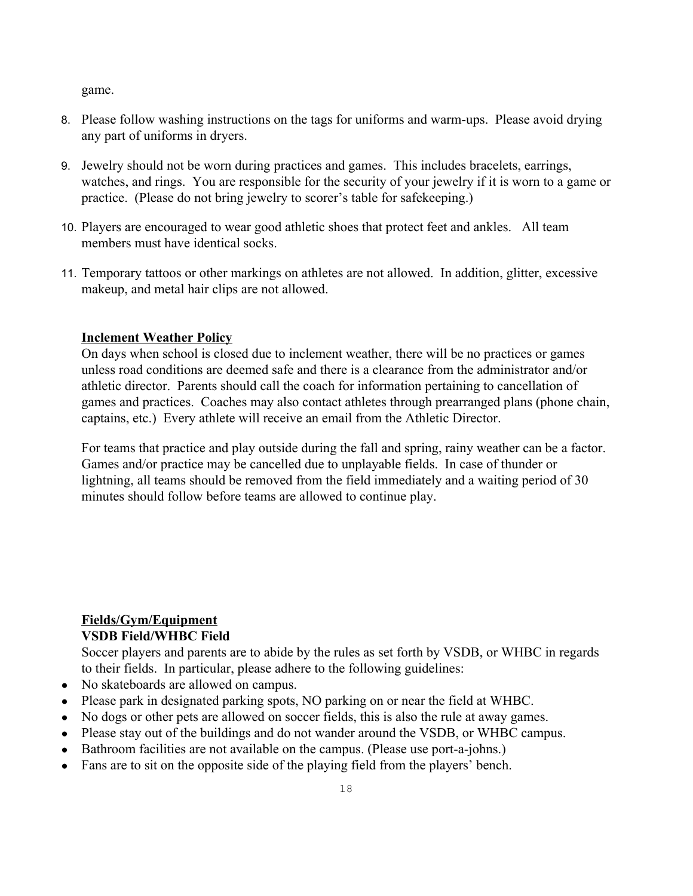game.

8. Please follow washing instructions on the tags for uniforms and warm-ups. Please avoid drying any part of uniforms in dryers.

9. Jewelry should not be worn during practices and games. This includes bracelets, earrings, watches, and rings. You are responsible for the security of your jewelry if it is worn to a game or practice. (Please do not bring jewelry to scorer's table for safekeeping.)

10. Players are encouraged to wear good athletic shoes that protect feet and ankles. All team members must have identical socks.

11. Temporary tattoos or other markings on athletes are not allowed. In addition, glitter, excessive makeup, and metal hair clips are not allowed.

## Inclement Weather Policy

On days when school is closed due to inclement weather, there will be no practices or games unless road conditions are deemed safe and there is a clearance from the administrator and/or athletic director. Parents should call the coach for information pertaining to cancellation of games and practices. Coaches may also contact athletes through prearranged plans (phone chain, captains, etc.) Every athlete will receive an email from the Athletic Director.

For teams that practice and play outside during the fall and spring, rainy weather can be a factor. Games and/or practice may be cancelled due to unplayable fields. In case of thunder or lightning, all teams should be removed from the field immediately and a waiting period of 30 minutes should follow before teams are allowed to continue play.

## Fields/Gym/Equipment

### VSDB Field/WHBC Field

Soccer players and parents are to abide by the rules as set forth by VSDB, or WHBC in regards to their fields. In particular, please adhere to the following guidelines:

- No skateboards are allowed on campus.
- Please park in designated parking spots, NO parking on or near the field at WHBC.
- No dogs or other pets are allowed on soccer fields, this is also the rule at away games.
- Please stay out of the buildings and do not wander around the VSDB, or WHBC campus.
- Bathroom facilities are not available on the campus. (Please use port-a-johns.)
- Fans are to sit on the opposite side of the playing field from the players' bench.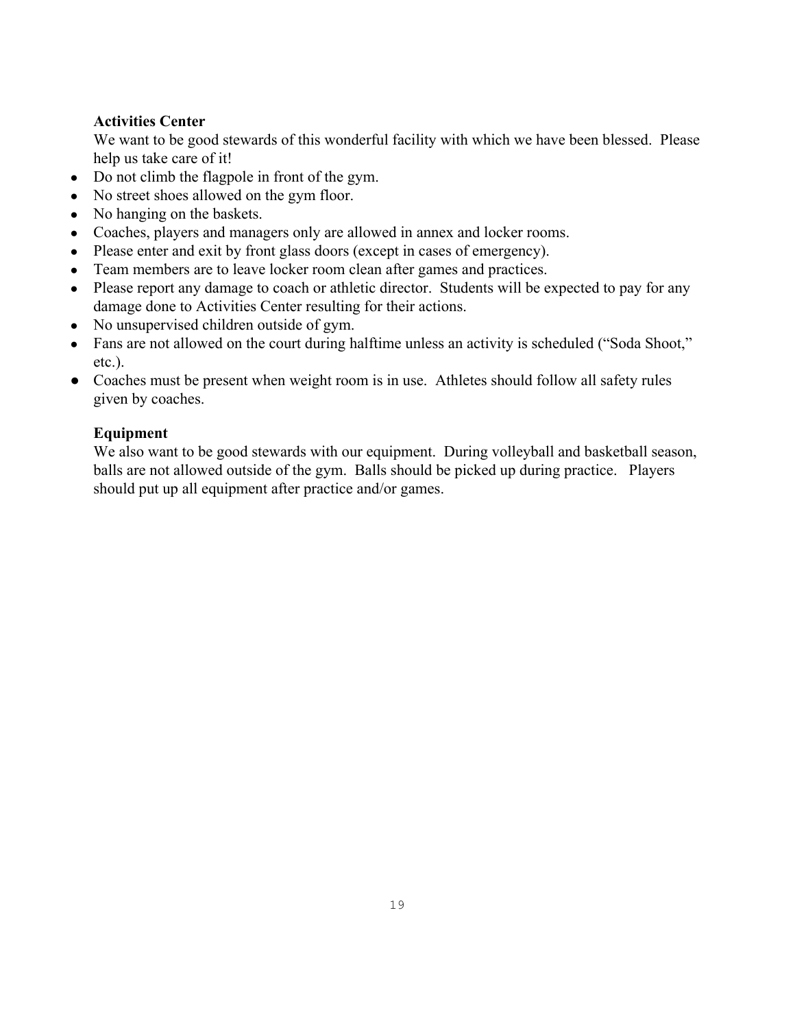**Activities Center**

We want to be good stewards of this wonderful facility with which we have been blessed. Please help us take care of it!

- Do not climb the flagpole in front of the gym.
- No street shoes allowed on the gym floor.
- No hanging on the baskets.
- Coaches, players and managers only are allowed in annex and locker rooms.
- Please enter and exit by front glass doors (except in cases of emergency).
- Team members are to leave locker room clean after games and practices.
- Please report any damage to coach or athletic director. Students will be expected to pay for any damage done to Activities Center resulting for their actions.
- No unsupervised children outside of gym.
- Fans are not allowed on the court during halftime unless an activity is scheduled ("Soda Shoot," etc.).
- Coaches must be present when weight room is in use. Athletes should follow all safety rules given by coaches.

**Equipment**

We also want to be good stewards with our equipment. During volleyball and basketball season, balls are not allowed outside of the gym. Balls should be picked up during practice. Players should put up all equipment after practice and/or games.